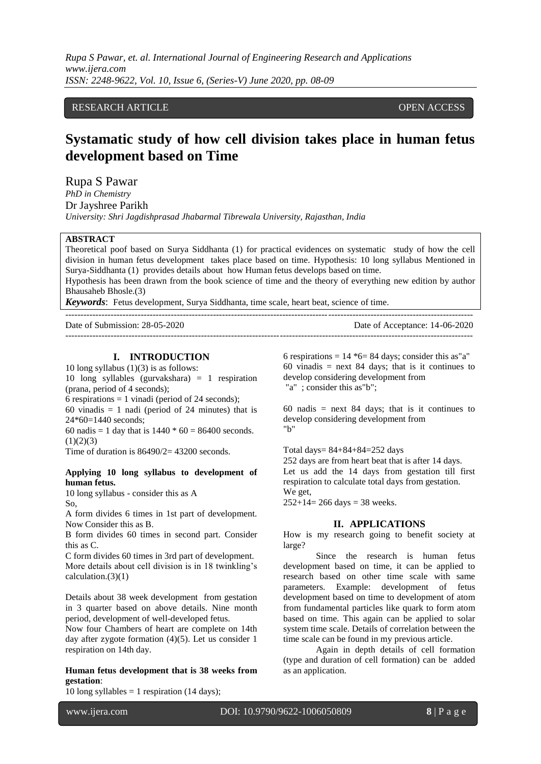RESEARCH ARTICLE OPEN ACCESS

# Systamatic study of how cell division takes place in human fetus development based on Time

Rupa S Pawar
*PhD in Chemistry*
Dr Jayshree Parikh
*University: Shri Jagdishprasad Jhabarmal Tibrewala University, Rajasthan, India*

**ABSTRACT**

Theoretical poof based on Surya Siddhanta (1) for practical evidences on systematic study of how the cell division in human fetus development takes place based on time. Hypothesis: 10 long syllabus Mentioned in Surya-Siddhanta (1) provides details about how Human fetus develops based on time.

Hypothesis has been drawn from the book science of time and the theory of everything new edition by author Bhausaheb Bhosle.(3)

***Keywords***: Fetus development, Surya Siddhanta, time scale, heart beat, science of time.

Date of Submission: 28-05-2020 Date of Acceptance: 14-06-2020

## I. INTRODUCTION

10 long syllabus (1)(3) is as follows:

10 long syllables (gurvakshara) = 1 respiration (prana, period of 4 seconds);

6 respirations = 1 vinadi (period of 24 seconds);

60 vinadis = 1 nadi (period of 24 minutes) that is 24*60=1440 seconds;

60 nadis = 1 day that is 1440 * 60 = 86400 seconds. (1)(2)(3)

Time of duration is 86490/2= 43200 seconds.

**Applying 10 long syllabus to development of human fetus.**

10 long syllabus - consider this as A

So,

A form divides 6 times in 1st part of development. Now Consider this as B.

B form divides 60 times in second part. Consider this as C.

C form divides 60 times in 3rd part of development.

More details about cell division is in 18 twinkling's calculation.(3)(1)

Details about 38 week development from gestation in 3 quarter based on above details. Nine month period, development of well-developed fetus.

Now four Chambers of heart are complete on 14th day after zygote formation (4)(5). Let us consider 1 respiration on 14th day.

**Human fetus development that is 38 weeks from gestation**:

10 long syllables = 1 respiration (14 days);

6 respirations = 14 *6= 84 days; consider this as"a"

60 vinadis = next 84 days; that is it continues to develop considering development from "a" ; consider this as"b";

60 nadis = next 84 days; that is it continues to develop considering development from "b"

Total days= 84+84+84=252 days

252 days are from heart beat that is after 14 days.

Let us add the 14 days from gestation till first respiration to calculate total days from gestation.

We get,

252+14= 266 days = 38 weeks.

## II. APPLICATIONS

How is my research going to benefit society at large?

Since the research is human fetus development based on time, it can be applied to research based on other time scale with same parameters. Example: development of fetus development based on time to development of atom from fundamental particles like quark to form atom based on time. This again can be applied to solar system time scale. Details of correlation between the time scale can be found in my previous article.

Again in depth details of cell formation (type and duration of cell formation) can be added as an application.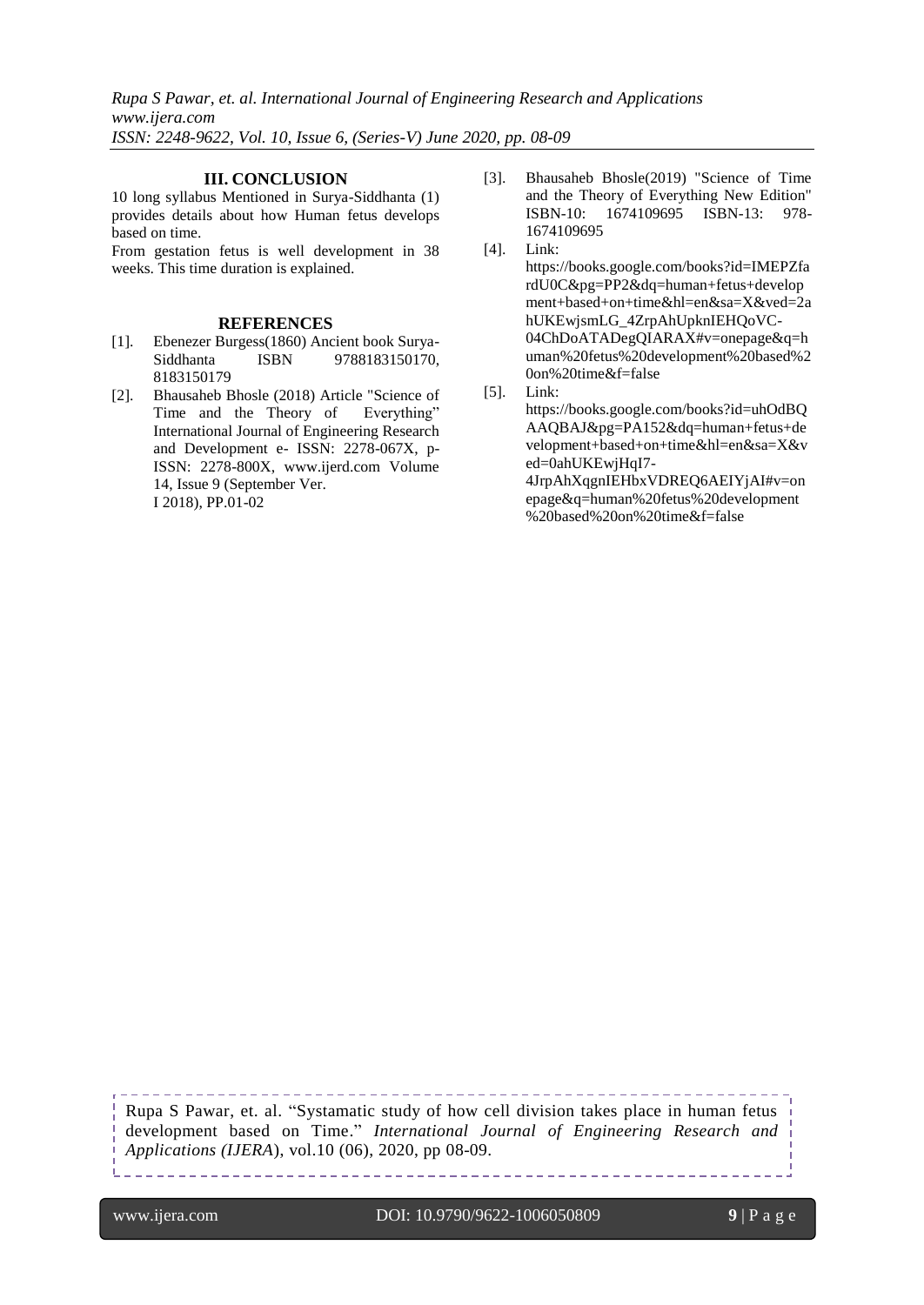## III. CONCLUSION

10 long syllabus Mentioned in Surya-Siddhanta (1) provides details about how Human fetus develops based on time.

From gestation fetus is well development in 38 weeks. This time duration is explained.

## REFERENCES

[1]. Ebenezer Burgess(1860) Ancient book Surya-Siddhanta ISBN 9788183150170, 8183150179

[2]. Bhausaheb Bhosle (2018) Article "Science of Time and the Theory of Everything" International Journal of Engineering Research and Development e- ISSN: 2278-067X, p-ISSN: 2278-800X, www.ijerd.com Volume 14, Issue 9 (September Ver. I 2018), PP.01-02

[3]. Bhausaheb Bhosle(2019) "Science of Time and the Theory of Everything New Edition" ISBN-10: 1674109695 ISBN-13: 978-1674109695

[4]. Link: https://books.google.com/books?id=IMEPZfardU0C&pg=PP2&dq=human+fetus+development+based+on+time&hl=en&sa=X&ved=2ahUKEwjsmLG_4ZrpAhUpknIEHQoVC-04ChDoATADegQIARAX#v=onepage&q=human%20fetus%20development%20based%20on%20time&f=false

[5]. Link: https://books.google.com/books?id=uhOdBQAAQBAJ&pg=PA152&dq=human+fetus+development+based+on+time&hl=en&sa=X&ved=0ahUKEwjHqI7-4JrpAhXqgnIEHbxVDREQ6AEIYjAI#v=onepage&q=human%20fetus%20development%20based%20on%20time&f=false

Rupa S Pawar, et. al. "Systamatic study of how cell division takes place in human fetus development based on Time." *International Journal of Engineering Research and Applications (IJERA*), vol.10 (06), 2020, pp 08-09.